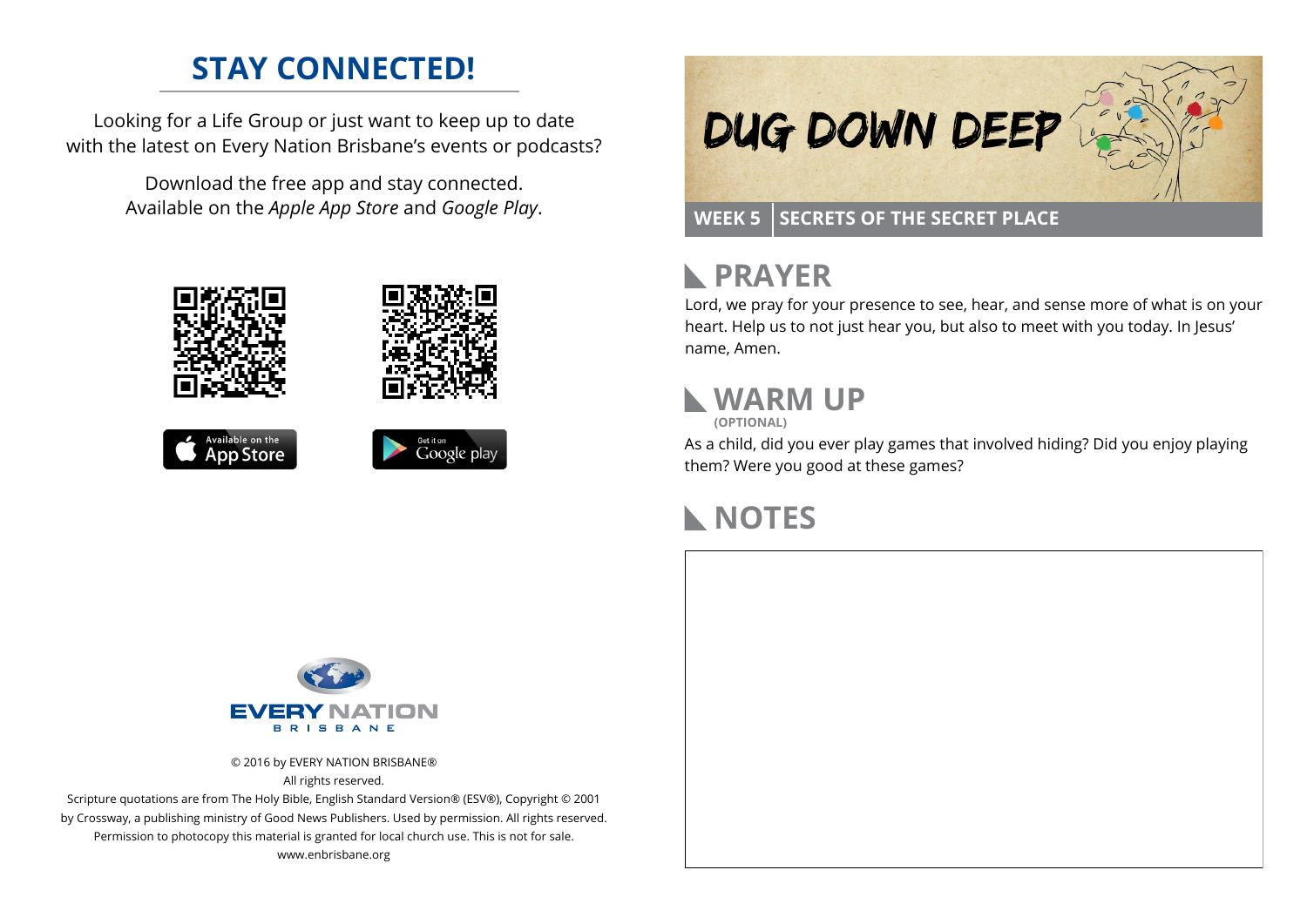## STAY CONNECTED!

Looking for a Life Group or just want to keep up to date with the latest on Every Nation Brisbane's events or podcasts?

Download the free app and stay connected. Available on the *Apple App Store* and *Google Play*.

Available on the App Store

Get it on Google play

EVERY NATION BRISBANE

© 2016 by EVERY NATION BRISBANE®
All rights reserved.
Scripture quotations are from The Holy Bible, English Standard Version® (ESV®), Copyright © 2001 by Crossway, a publishing ministry of Good News Publishers. Used by permission. All rights reserved.
Permission to photocopy this material is granted for local church use. This is not for sale.
www.enbrisbane.org

# DUG DOWN DEEP

**WEEK 5 | SECRETS OF THE SECRET PLACE**

## PRAYER

Lord, we pray for your presence to see, hear, and sense more of what is on your heart. Help us to not just hear you, but also to meet with you today. In Jesus' name, Amen.

## WARM UP

**(OPTIONAL)**

As a child, did you ever play games that involved hiding? Did you enjoy playing them? Were you good at these games?

## NOTES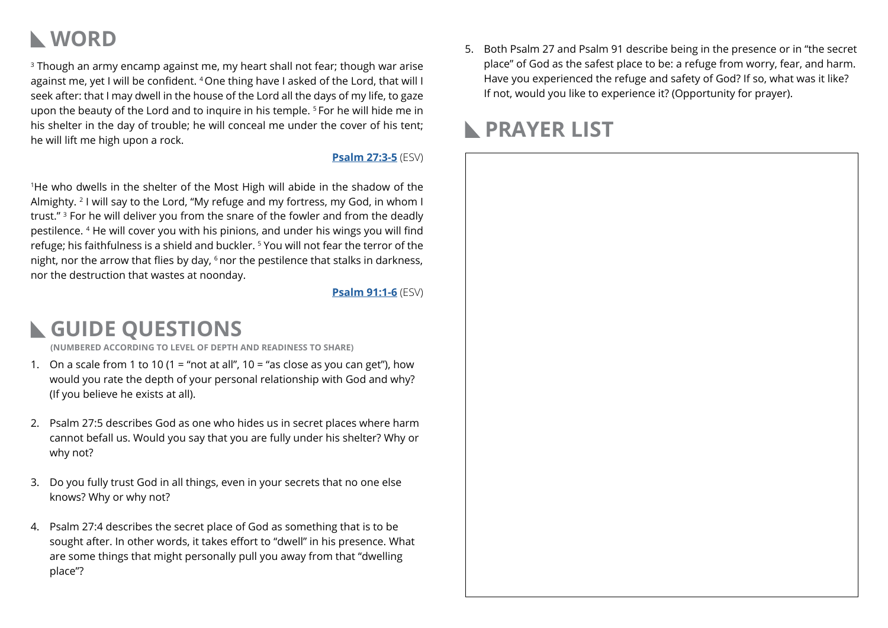## WORD

[3] Though an army encamp against me, my heart shall not fear; though war arise against me, yet I will be confident. [4] One thing have I asked of the Lord, that will I seek after: that I may dwell in the house of the Lord all the days of my life, to gaze upon the beauty of the Lord and to inquire in his temple. [5] For he will hide me in his shelter in the day of trouble; he will conceal me under the cover of his tent; he will lift me high upon a rock.

**Psalm 27:3-5** (ESV)

[1] He who dwells in the shelter of the Most High will abide in the shadow of the Almighty. [2] I will say to the Lord, "My refuge and my fortress, my God, in whom I trust." [3] For he will deliver you from the snare of the fowler and from the deadly pestilence. [4] He will cover you with his pinions, and under his wings you will find refuge; his faithfulness is a shield and buckler. [5] You will not fear the terror of the night, nor the arrow that flies by day, [6] nor the pestilence that stalks in darkness, nor the destruction that wastes at noonday.

**Psalm 91:1-6** (ESV)

## GUIDE QUESTIONS

**(NUMBERED ACCORDING TO LEVEL OF DEPTH AND READINESS TO SHARE)**

1. On a scale from 1 to 10 (1 = "not at all", 10 = "as close as you can get"), how would you rate the depth of your personal relationship with God and why? (If you believe he exists at all).
2. Psalm 27:5 describes God as one who hides us in secret places where harm cannot befall us. Would you say that you are fully under his shelter? Why or why not?
3. Do you fully trust God in all things, even in your secrets that no one else knows? Why or why not?
4. Psalm 27:4 describes the secret place of God as something that is to be sought after. In other words, it takes effort to "dwell" in his presence. What are some things that might personally pull you away from that "dwelling place"?
5. Both Psalm 27 and Psalm 91 describe being in the presence or in "the secret place" of God as the safest place to be: a refuge from worry, fear, and harm. Have you experienced the refuge and safety of God? If so, what was it like? If not, would you like to experience it? (Opportunity for prayer).

## PRAYER LIST